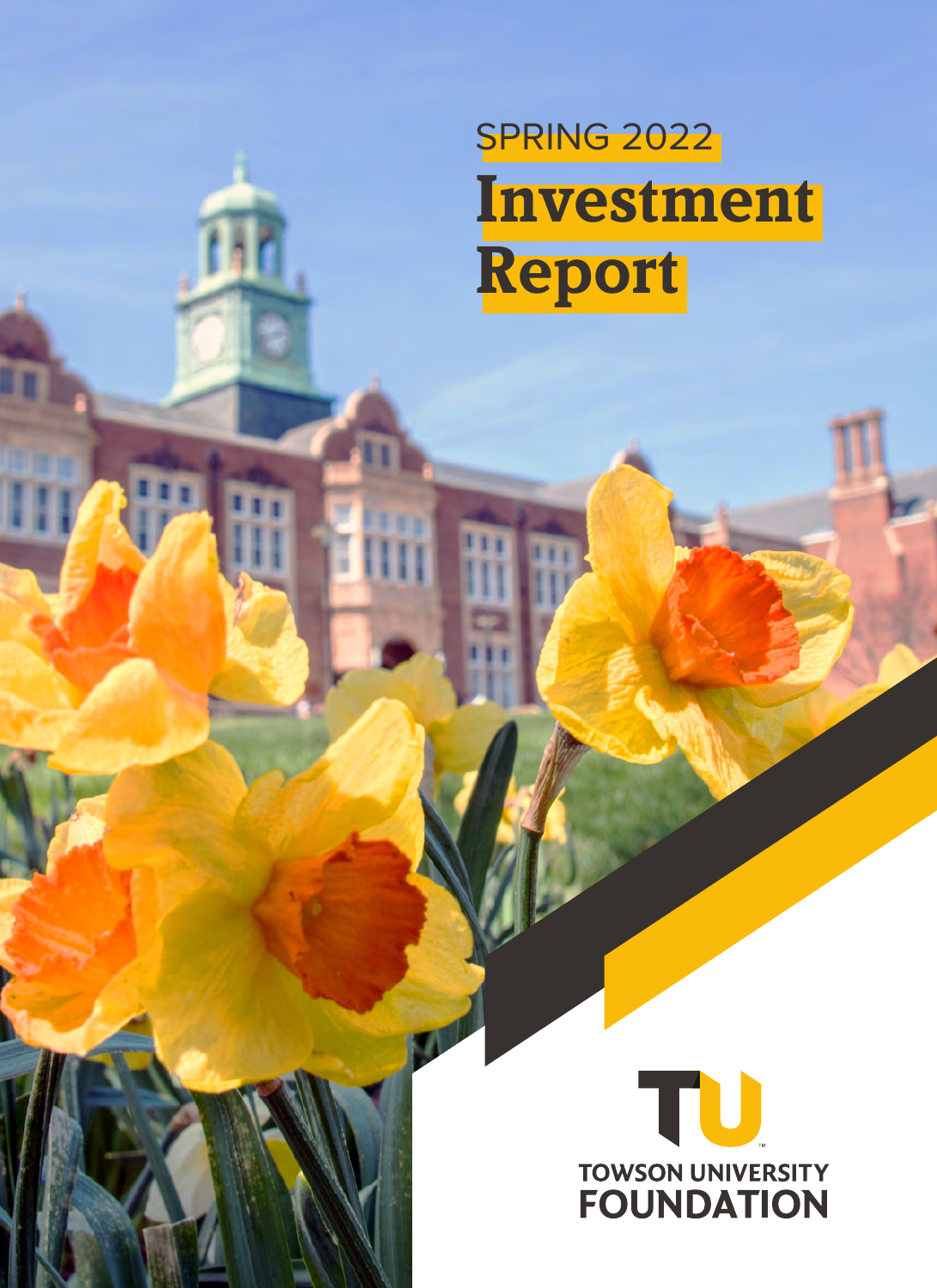SPRING 2022

# Investment Report

TOWSON UNIVERSITY FOUNDATION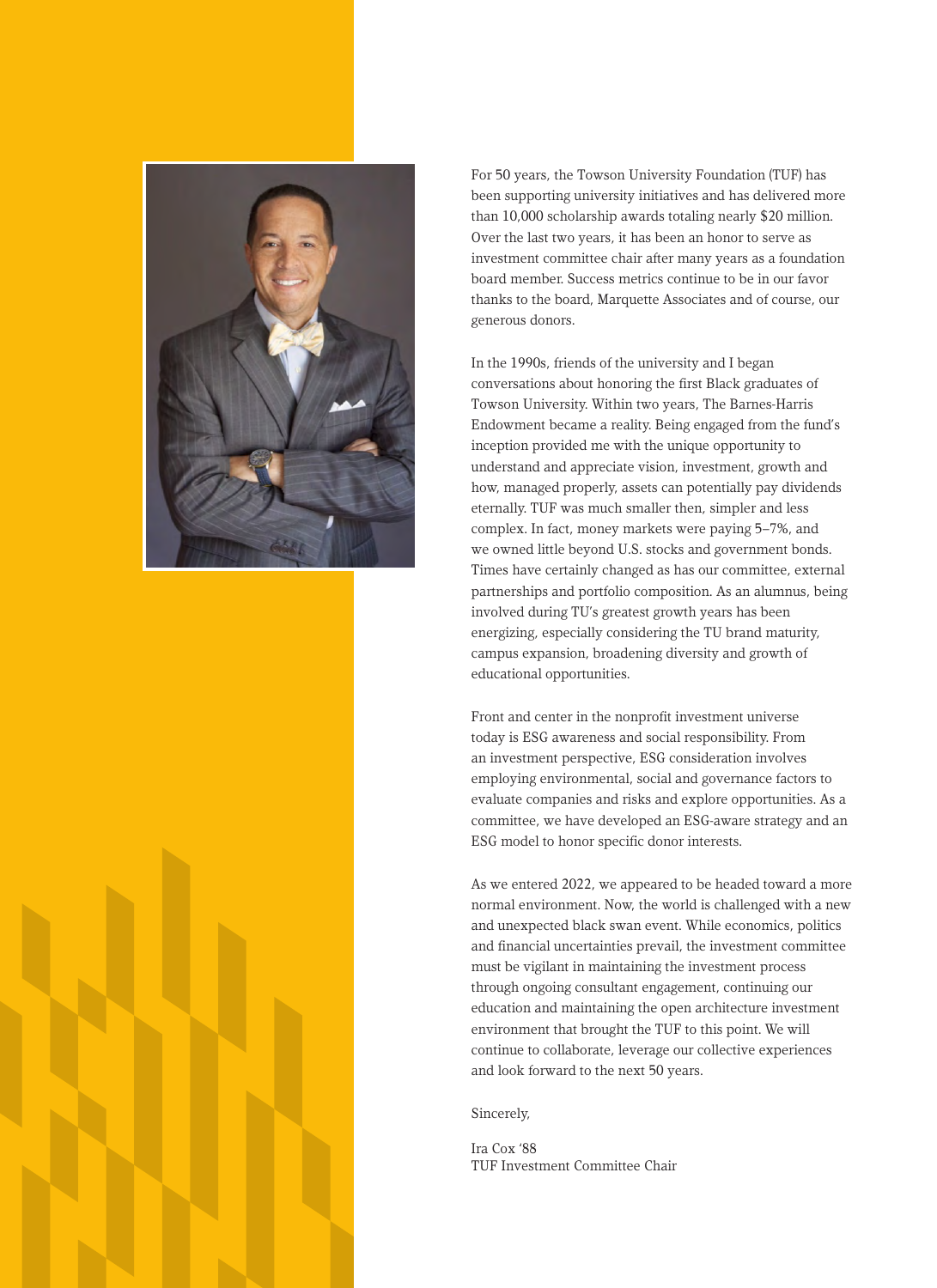For 50 years, the Towson University Foundation (TUF) has been supporting university initiatives and has delivered more than 10,000 scholarship awards totaling nearly $20 million. Over the last two years, it has been an honor to serve as investment committee chair after many years as a foundation board member. Success metrics continue to be in our favor thanks to the board, Marquette Associates and of course, our generous donors.

In the 1990s, friends of the university and I began conversations about honoring the first Black graduates of Towson University. Within two years, The Barnes-Harris Endowment became a reality. Being engaged from the fund's inception provided me with the unique opportunity to understand and appreciate vision, investment, growth and how, managed properly, assets can potentially pay dividends eternally. TUF was much smaller then, simpler and less complex. In fact, money markets were paying 5–7%, and we owned little beyond U.S. stocks and government bonds. Times have certainly changed as has our committee, external partnerships and portfolio composition. As an alumnus, being involved during TU's greatest growth years has been energizing, especially considering the TU brand maturity, campus expansion, broadening diversity and growth of educational opportunities.

Front and center in the nonprofit investment universe today is ESG awareness and social responsibility. From an investment perspective, ESG consideration involves employing environmental, social and governance factors to evaluate companies and risks and explore opportunities. As a committee, we have developed an ESG-aware strategy and an ESG model to honor specific donor interests.

As we entered 2022, we appeared to be headed toward a more normal environment. Now, the world is challenged with a new and unexpected black swan event. While economics, politics and financial uncertainties prevail, the investment committee must be vigilant in maintaining the investment process through ongoing consultant engagement, continuing our education and maintaining the open architecture investment environment that brought the TUF to this point. We will continue to collaborate, leverage our collective experiences and look forward to the next 50 years.

Sincerely,

Ira Cox '88
TUF Investment Committee Chair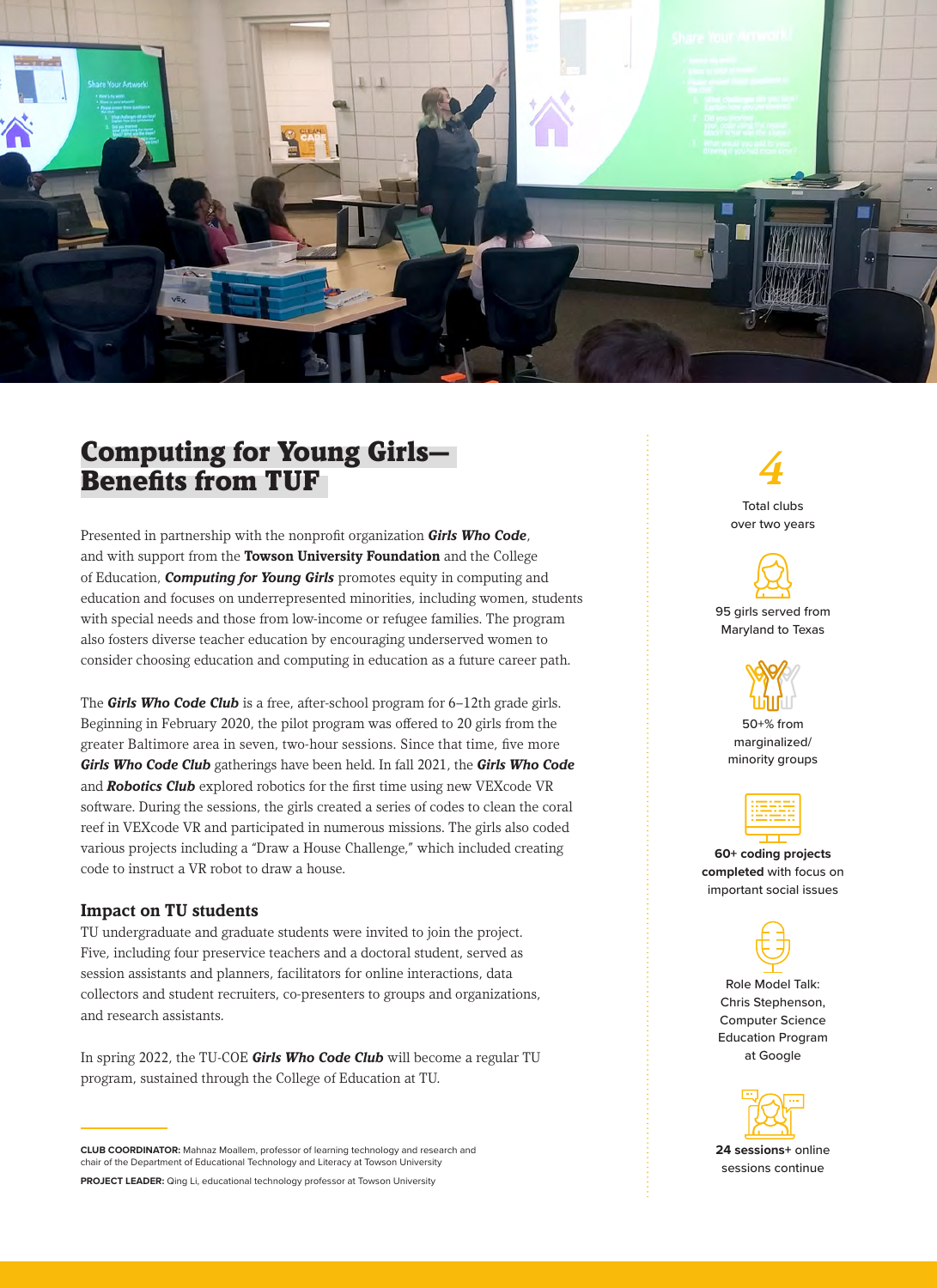# Computing for Young Girls—Benefits from TUF

Presented in partnership with the nonprofit organization ***Girls Who Code***, and with support from the **Towson University Foundation** and the College of Education, ***Computing for Young Girls*** promotes equity in computing and education and focuses on underrepresented minorities, including women, students with special needs and those from low-income or refugee families. The program also fosters diverse teacher education by encouraging underserved women to consider choosing education and computing in education as a future career path.

The ***Girls Who Code Club*** is a free, after-school program for 6–12th grade girls. Beginning in February 2020, the pilot program was offered to 20 girls from the greater Baltimore area in seven, two-hour sessions. Since that time, five more ***Girls Who Code Club*** gatherings have been held. In fall 2021, the ***Girls Who Code*** and ***Robotics Club*** explored robotics for the first time using new VEXcode VR software. During the sessions, the girls created a series of codes to clean the coral reef in VEXcode VR and participated in numerous missions. The girls also coded various projects including a "Draw a House Challenge," which included creating code to instruct a VR robot to draw a house.

### Impact on TU students

TU undergraduate and graduate students were invited to join the project. Five, including four preservice teachers and a doctoral student, served as session assistants and planners, facilitators for online interactions, data collectors and student recruiters, co-presenters to groups and organizations, and research assistants.

In spring 2022, the TU-COE ***Girls Who Code Club*** will become a regular TU program, sustained through the College of Education at TU.

**CLUB COORDINATOR:** Mahnaz Moallem, professor of learning technology and research and chair of the Department of Educational Technology and Literacy at Towson University

**PROJECT LEADER:** Qing Li, educational technology professor at Towson University

*4*

Total clubs over two years

95 girls served from Maryland to Texas

50+% from marginalized/ minority groups

**60+ coding projects completed** with focus on important social issues

Role Model Talk: Chris Stephenson, Computer Science Education Program at Google

**24 sessions+** online sessions continue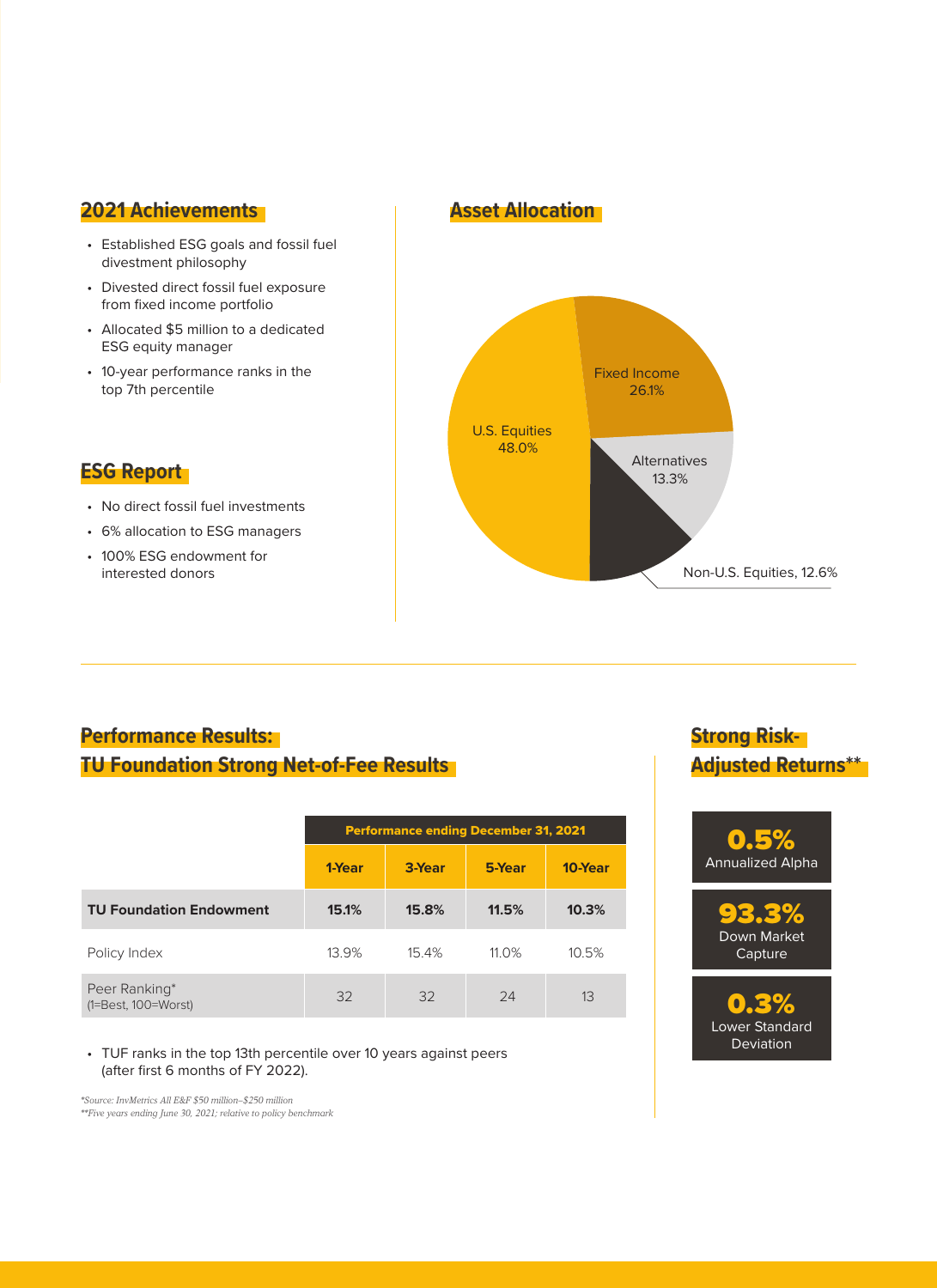## 2021 Achievements

- Established ESG goals and fossil fuel divestment philosophy
- Divested direct fossil fuel exposure from fixed income portfolio
- Allocated $5 million to a dedicated ESG equity manager
- 10-year performance ranks in the top 7th percentile

## ESG Report

- No direct fossil fuel investments
- 6% allocation to ESG managers
- 100% ESG endowment for interested donors

## Asset Allocation

- U.S. Equities 48.0%
- Fixed Income 26.1%
- Alternatives 13.3%
- Non-U.S. Equities, 12.6%

## Performance Results: TU Foundation Strong Net-of-Fee Results

| | Performance ending December 31, 2021 | | | |
|---|---|---|---|---|
| | **1-Year** | **3-Year** | **5-Year** | **10-Year** |
| **TU Foundation Endowment** | **15.1%** | **15.8%** | **11.5%** | **10.3%** |
| Policy Index | 13.9% | 15.4% | 11.0% | 10.5% |
| Peer Ranking* (1=Best, 100=Worst) | 32 | 32 | 24 | 13 |

- TUF ranks in the top 13th percentile over 10 years against peers (after first 6 months of FY 2022).

*\*Source: InvMetrics All E&F $50 million–$250 million*
*\*\*Five years ending June 30, 2021; relative to policy benchmark*

## Strong Risk-Adjusted Returns**

**0.5%**
Annualized Alpha

**93.3%**
Down Market Capture

**0.3%**
Lower Standard Deviation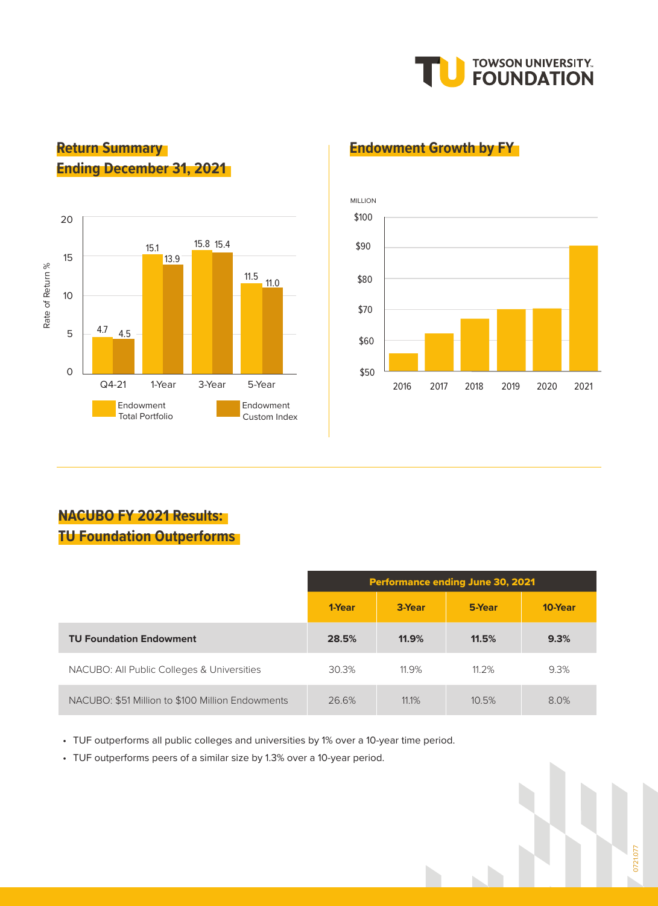## Return Summary Ending December 31, 2021

Rate of Return %

| | Endowment Total Portfolio | Endowment Custom Index |
|---|---|---|
| Q4-21 | 4.7 | 4.5 |
| 1-Year | 15.1 | 13.9 |
| 3-Year | 15.8 | 15.4 |
| 5-Year | 11.5 | 11.0 |

## Endowment Growth by FY

MILLION

2016, 2017, 2018, 2019, 2020, 2021

## NACUBO FY 2021 Results: TU Foundation Outperforms

| | Performance ending June 30, 2021 | | | |
|---|---|---|---|---|
| | 1-Year | 3-Year | 5-Year | 10-Year |
| **TU Foundation Endowment** | **28.5%** | **11.9%** | **11.5%** | **9.3%** |
| NACUBO: All Public Colleges & Universities | 30.3% | 11.9% | 11.2% | 9.3% |
| NACUBO: $51 Million to $100 Million Endowments | 26.6% | 11.1% | 10.5% | 8.0% |

- TUF outperforms all public colleges and universities by 1% over a 10-year time period.
- TUF outperforms peers of a similar size by 1.3% over a 10-year period.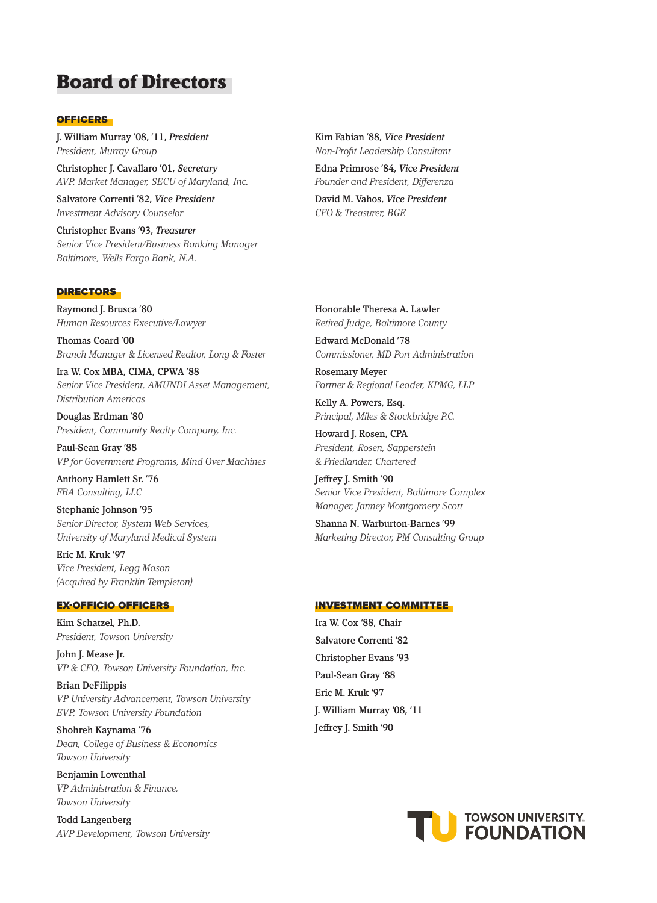# Board of Directors

## OFFICERS

J. William Murray '08, '11, *President*
*President, Murray Group*

Christopher J. Cavallaro '01, *Secretary*
*AVP, Market Manager, SECU of Maryland, Inc.*

Salvatore Correnti '82, *Vice President*
*Investment Advisory Counselor*

Christopher Evans '93, *Treasurer*
*Senior Vice President/Business Banking Manager Baltimore, Wells Fargo Bank, N.A.*

Kim Fabian '88, *Vice President*
*Non-Profit Leadership Consultant*

Edna Primrose '84, *Vice President*
*Founder and President, Differenza*

David M. Vahos, *Vice President*
*CFO & Treasurer, BGE*

## DIRECTORS

Raymond J. Brusca '80
*Human Resources Executive/Lawyer*

Thomas Coard '00
*Branch Manager & Licensed Realtor, Long & Foster*

Ira W. Cox MBA, CIMA, CPWA '88
*Senior Vice President, AMUNDI Asset Management, Distribution Americas*

Douglas Erdman '80
*President, Community Realty Company, Inc.*

Paul-Sean Gray '88
*VP for Government Programs, Mind Over Machines*

Anthony Hamlett Sr. '76
*FBA Consulting, LLC*

Stephanie Johnson '95
*Senior Director, System Web Services, University of Maryland Medical System*

Eric M. Kruk '97
*Vice President, Legg Mason (Acquired by Franklin Templeton)*

Honorable Theresa A. Lawler
*Retired Judge, Baltimore County*

Edward McDonald '78
*Commissioner, MD Port Administration*

Rosemary Meyer
*Partner & Regional Leader, KPMG, LLP*

Kelly A. Powers, Esq.
*Principal, Miles & Stockbridge P.C.*

Howard J. Rosen, CPA
*President, Rosen, Sapperstein & Friedlander, Chartered*

Jeffrey J. Smith '90
*Senior Vice President, Baltimore Complex Manager, Janney Montgomery Scott*

Shanna N. Warburton-Barnes '99
*Marketing Director, PM Consulting Group*

## EX-OFFICIO OFFICERS

Kim Schatzel, Ph.D.
*President, Towson University*

John J. Mease Jr.
*VP & CFO, Towson University Foundation, Inc.*

Brian DeFilippis
*VP University Advancement, Towson University*
*EVP, Towson University Foundation*

Shohreh Kaynama '76
*Dean, College of Business & Economics Towson University*

Benjamin Lowenthal
*VP Administration & Finance, Towson University*

Todd Langenberg
*AVP Development, Towson University*

## INVESTMENT COMMITTEE

Ira W. Cox '88, Chair

Salvatore Correnti '82

Christopher Evans '93

Paul-Sean Gray '88

Eric M. Kruk '97

J. William Murray '08, '11

Jeffrey J. Smith '90

TOWSON UNIVERSITY FOUNDATION